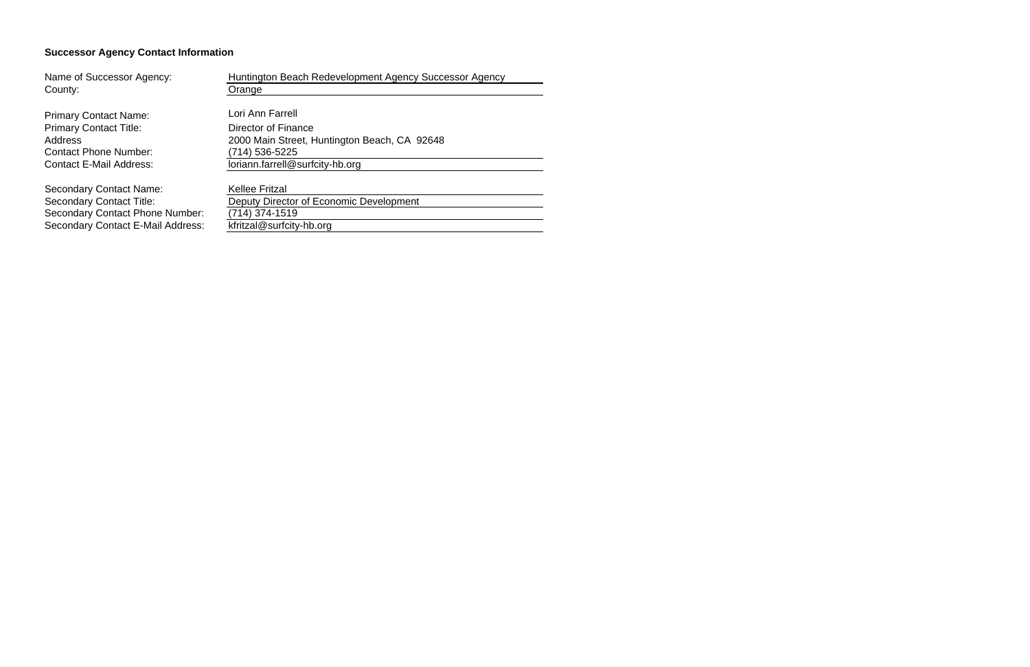**Successor Agency Contact Information**

| | |
|---|---|
| Name of Successor Agency: | Huntington Beach Redevelopment Agency Successor Agency |
| County: | Orange |
| | |
| Primary Contact Name: | Lori Ann Farrell |
| Primary Contact Title: | Director of Finance |
| Address | 2000 Main Street, Huntington Beach, CA 92648 |
| Contact Phone Number: | (714) 536-5225 |
| Contact E-Mail Address: | loriann.farrell@surfcity-hb.org |
| | |
| Secondary Contact Name: | Kellee Fritzal |
| Secondary Contact Title: | Deputy Director of Economic Development |
| Secondary Contact Phone Number: | (714) 374-1519 |
| Secondary Contact E-Mail Address: | kfritzal@surfcity-hb.org |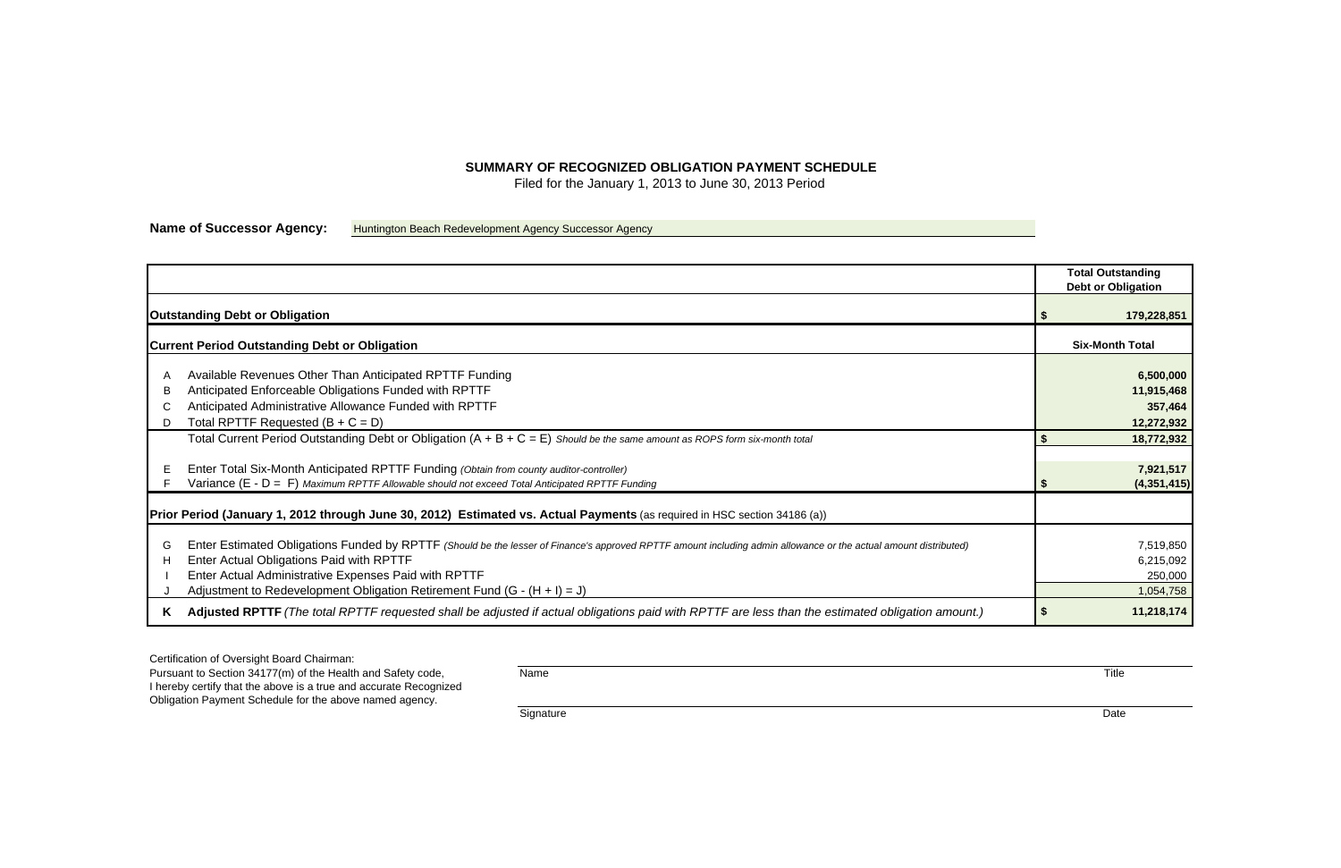**SUMMARY OF RECOGNIZED OBLIGATION PAYMENT SCHEDULE**

Filed for the January 1, 2013 to June 30, 2013 Period

**Name of Successor Agency:** Huntington Beach Redevelopment Agency Successor Agency

| | | Total Outstanding Debt or Obligation |
|---|---|---|
| | **Outstanding Debt or Obligation** | **$ 179,228,851** |
| | **Current Period Outstanding Debt or Obligation** | **Six-Month Total** |
| A | Available Revenues Other Than Anticipated RPTTF Funding | **6,500,000** |
| B | Anticipated Enforceable Obligations Funded with RPTTF | **11,915,468** |
| C | Anticipated Administrative Allowance Funded with RPTTF | **357,464** |
| D | Total RPTTF Requested (B + C = D) | **12,272,932** |
| | Total Current Period Outstanding Debt or Obligation (A + B + C = E) *Should be the same amount as ROPS form six-month total* | **$ 18,772,932** |
| E | Enter Total Six-Month Anticipated RPTTF Funding *(Obtain from county auditor-controller)* | **7,921,517** |
| F | Variance (E - D = F) *Maximum RPTTF Allowable should not exceed Total Anticipated RPTTF Funding* | **$ (4,351,415)** |
| | **Prior Period (January 1, 2012 through June 30, 2012) Estimated vs. Actual Payments** (as required in HSC section 34186 (a)) | |
| G | Enter Estimated Obligations Funded by RPTTF *(Should be the lesser of Finance's approved RPTTF amount including admin allowance or the actual amount distributed)* | 7,519,850 |
| H | Enter Actual Obligations Paid with RPTTF | 6,215,092 |
| I | Enter Actual Administrative Expenses Paid with RPTTF | 250,000 |
| J | Adjustment to Redevelopment Obligation Retirement Fund (G - (H + I) = J) | 1,054,758 |
| **K** | **Adjusted RPTTF** *(The total RPTTF requested shall be adjusted if actual obligations paid with RPTTF are less than the estimated obligation amount.)* | **$ 11,218,174** |

Certification of Oversight Board Chairman:
Pursuant to Section 34177(m) of the Health and Safety code, I hereby certify that the above is a true and accurate Recognized Obligation Payment Schedule for the above named agency.

Name _______________________ Title

Signature _______________________ Date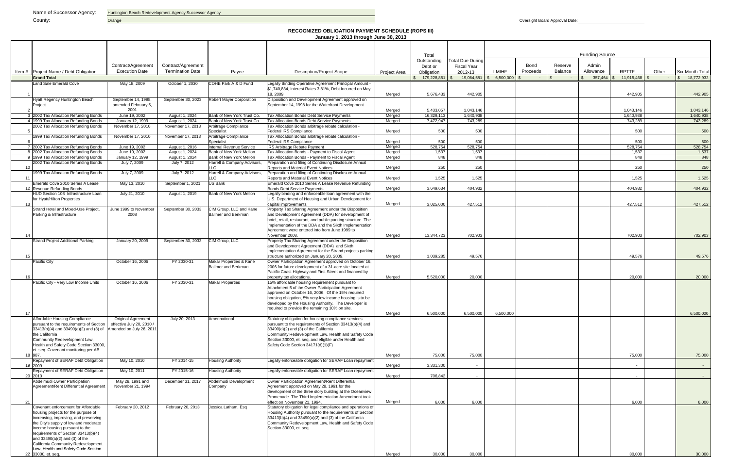Name of Successor Agency: Huntington Beach Redevelopment Agency Successor Agency

County: Orange

Oversight Board Approval Date: ____________________

## RECOGNIZED OBLIGATION PAYMENT SCHEDULE (ROPS III)

### January 1, 2013 through June 30, 2013

| Item # | Project Name / Debt Obligation | Contract/Agreement Execution Date | Contract/Agreement Termination Date | Payee | Description/Project Scope | Project Area | Total Outstanding Debt or Obligation | Total Due During Fiscal Year 2012-13 | Funding Source | | | | | | Six-Month Total |
|---|---|---|---|---|---|---|---|---|---|---|---|---|---|---|---|
| | | | | | | | | | LMIHF | Bond Proceeds | Reserve Balance | Admin Allowance | RPTTF | Other | |
| | **Grand Total** | | | | | | $ 179,228,851 | $ 19,064,581 | $ 6,500,000 | $ - | $ - | $ 357,464 | $ 11,915,468 | $ - | $ 18,772,932 |
| 1 | Land Sale Emerald Cove | May 18, 2009 | October 1, 2030 | COHB Park A & D Fund | Legally Binding Operative Agreement Principal Amount - $1,740,834, Interest Rates 3.81%, Debt Incurred on May 18, 2009 | Merged | 5,676,433 | 442,905 | | | | | 442,905 | | 442,905 |
| 2 | Hyatt Regency Huntington Beach Project | September 14, 1998, amended February 5, 2001 | September 30, 2023 | Robert Mayer Corporation | Disposition and Development Agreement approved on September 14, 1998 for the Waterfront Development | Merged | 5,433,057 | 1,043,146 | | | | | 1,043,146 | | 1,043,146 |
| 3 | 2002 Tax Allocation Refunding Bonds | June 19, 2002 | August 1, 2024 | Bank of New York Trust Co. | Tax Allocation Bonds Debt Service Payments | Merged | 16,329,113 | 1,640,938 | | | | | 1,640,938 | | 1,640,938 |
| 4 | 1999 Tax Allocation Refunding Bonds | January 12, 1999 | August 1, 2024 | Bank of New York Trust Co. | Tax Allocation Bonds Debt Service Payments | Merged | 7,472,947 | 743,289 | | | | | 743,289 | | 743,289 |
| 5 | 2002 Tax Allocation Refunding Bonds | November 17, 2010 | November 17, 2013 | Arbitrage Compliance Specialist | Tax Allocation Bonds arbitrage rebate calculation - Federal IRS Compliance | Merged | 500 | 500 | | | | | 500 | | 500 |
| 6 | 1999 Tax Allocation Refunding Bonds | November 17, 2010 | November 17, 2013 | Arbitrage Compliance Specialist | Tax Allocation Bonds arbitrage rebate calculation - Federal IRS Compliance | Merged | 500 | 500 | | | | | 500 | | 500 |
| 7 | 2002 Tax Allocation Refunding Bonds | June 19, 2002 | August 1, 2016 | Internal Revenue Service | IRS Arbitrage Rebate Payment | Merged | 528,754 | 528,754 | | | | | 528,754 | | 528,754 |
| 8 | 2002 Tax Allocation Refunding Bonds | June 19, 2002 | August 1, 2024 | Bank of New York Mellon | Tax Allocation Bonds - Payment to Fiscal Agent | Merged | 1,537 | 1,537 | | | | | 1,537 | | 1,537 |
| 9 | 1999 Tax Allocation Refunding Bonds | January 12, 1999 | August 1, 2024 | Bank of New York Mellon | Tax Allocation Bonds - Payment to Fiscal Agent | Merged | 848 | 848 | | | | | 848 | | 848 |
| 10 | 2002 Tax Allocation Refunding Bonds | July 7, 2009 | July 7, 2012 | Harrell & Company Advisors, LLC | Preparation and filing of Continuing Disclosure Annual Reports and Material Event Notices | Merged | 250 | 250 | | | | | 250 | | 250 |
| 11 | 1999 Tax Allocation Refunding Bonds | July 7, 2009 | July 7, 2012 | Harrell & Company Advisors, LLC | Preparation and filing of Continuing Disclosure Annual Reports and Material Event Notices | Merged | 1,525 | 1,525 | | | | | 1,525 | | 1,525 |
| 12 | Emerald Cove 2010 Series A Lease Revenue Refunding Bonds | May 13, 2010 | September 1, 2021 | US Bank | Emerald Cove 2010 Series A Lease Revenue Refunding Bonds Debt Service Payments | Merged | 3,649,634 | 404,932 | | | | | 404,932 | | 404,932 |
| 13 | HUD Section 108 Infrastructure Loan for Hyatt/Hilton Properties | July 21, 2010 | August 1, 2019 | Bank of New York Mellon | Legally binding and enforceable loan agreement with the U.S. Department of Housing and Urban Development for capital improvements | Merged | 3,025,000 | 427,512 | | | | | 427,512 | | 427,512 |
| 14 | Strand Hotel and Mixed-Use Project, Parking & Infrastructure | June 1999 to November 2008 | September 30, 2033 | CIM Group, LLC and Kane Ballmer and Berkman | Property Tax Sharing Agreement under the Disposition and Development Agreement (DDA) for development of hotel, retail, restaurant, and public parking structure. The Implementation of the DDA and the Sixth Implementation Agreement were entered into from June 1999 to November 2008. | Merged | 13,344,723 | 702,903 | | | | | 702,903 | | 702,903 |
| 15 | Strand Project Additional Parking | January 20, 2009 | September 30, 2033 | CIM Group, LLC | Property Tax Sharing Agreement under the Disposition and Development Agreement (DDA) and Sixth Implementation Agreement for the Strand projects parking structure authorized on January 20, 2009. | Merged | 1,039,285 | 49,576 | | | | | 49,576 | | 49,576 |
| 16 | Pacific City | October 16, 2006 | FY 2030-31 | Makar Properties & Kane Ballmer and Berkman | Owner Participation Agreement approved on October 16, 2006 for future development of a 31-acre site located at Pacific Coast Highway and First Street and financed by property tax allocations. | Merged | 5,520,000 | 20,000 | | | | | 20,000 | | 20,000 |
| 17 | Pacific City - Very Low Income Units | October 16, 2006 | FY 2030-31 | Makar Properties | 15% affordable housing requirement pursuant to Attachment 5 of the Owner Participation Agreement approved on October 16, 2006. Of the 15% required housing obligation, 5% very-low income housing is to be developed by the Housing Authority. The Developer is required to provide the remaining 10% on site. | Merged | 6,500,000 | 6,500,000 | 6,500,000 | | | | | | 6,500,000 |
| 18 | Affordable Housing Compliance pursuant to the requirements of Section 33413(b)(4) and 33490(a)(2) and (3) of the California Community Redevelopment Law, Health and Safety Code Section 33000, et. seq. Covenant monitoring per AB 987. | Original Agreement effective July 20, 2010 / Amended on July 26, 2011 | July 20, 2013 | Amerinational | Statutory obligation for housing compliance services pursuant to the requirements of Section 33413(b)(4) and 33490(a)(2) and (3) of the California Community Redevelopment Law, Health and Safety Code Section 33000, et. seq. and eligible under Health and Safety Code Section 34171(d)(1)(F) | Merged | 75,000 | 75,000 | | | | | 75,000 | | 75,000 |
| 19 | Repayment of SERAF Debt Obligation 2009 | May 10, 2010 | FY 2014-15 | Housing Authority | Legally enforceable obligation for SERAF Loan repayment | Merged | 3,331,300 | - | | | | | - | | - |
| 20 | Repayment of SERAF Debt Obligation 2010 | May 10, 2011 | FY 2015-16 | Housing Authority | Legally enforceable obligation for SERAF Loan repayment | Merged | 706,842 | - | | | | | - | | - |
| 21 | Abdelmudi Owner Participation Agreement/Rent Differential Agreement | May 28, 1991 and November 21, 1994 | December 31, 2017 | Abdelmudi Development Company | Owner Participation Agreement/Rent Differential Agreement approved on May 28, 1991 for the development of the three story building at the Oceanview Promenade. The Third Implementation Amendment took effect on November 21, 1994. | Merged | 6,000 | 6,000 | | | | | 6,000 | | 6,000 |
| 22 | Covenant enforcement for Affordable housing projects for the purpose of increasing, improving, and preserving the City's supply of low and moderate income housing pursuant to the requirements of Section 33413(b)(4) and 33490(a)(2) and (3) of the California Community Redevelopment Law, Health and Safety Code Section 33000, et. seq. | February 20, 2012 | February 20, 2013 | Jessica Latham, Esq | Statutory obligation for legal compliance and operations of Housing Authority pursuant to the requirements of Section 33413(b)(4) and 33490(a)(2) and (3) of the California Community Redevelopment Law, Health and Safety Code Section 33000, et. seq. | Merged | 30,000 | 30,000 | | | | | 30,000 | | 30,000 |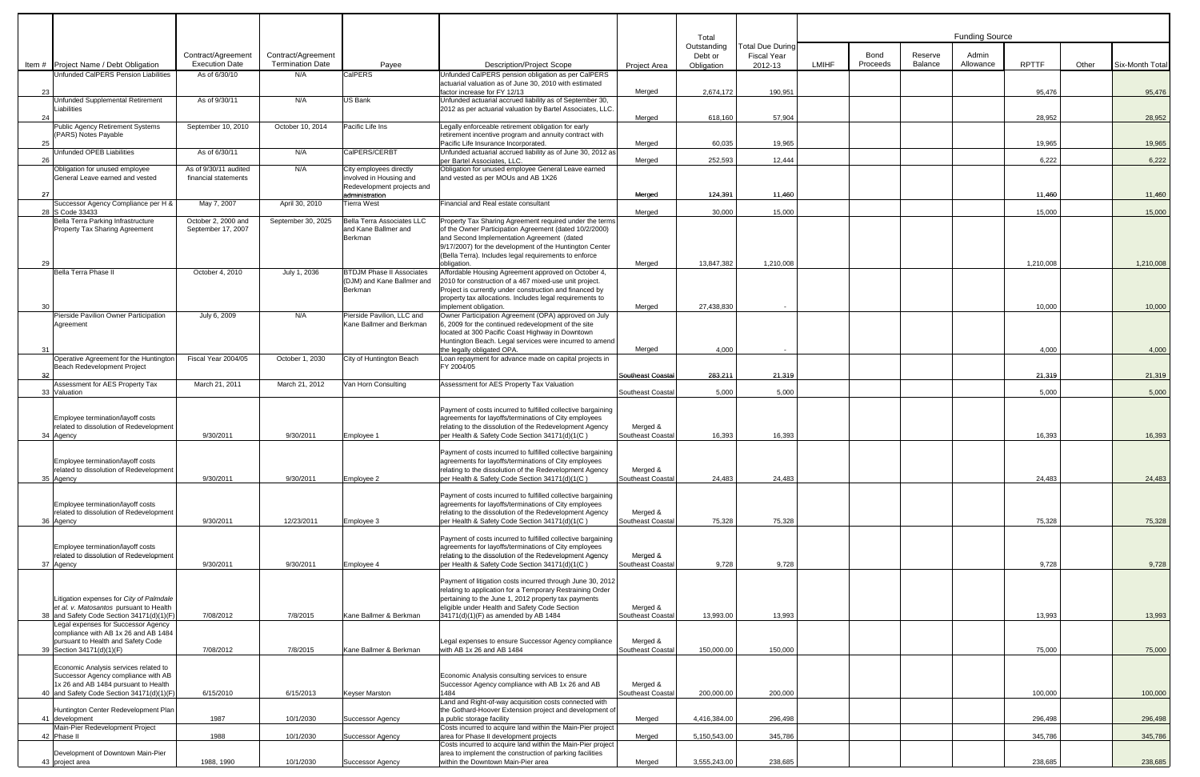| Item # | Project Name / Debt Obligation | Contract/Agreement Execution Date | Contract/Agreement Termination Date | Payee | Description/Project Scope | Project Area | Total Outstanding Debt or Obligation | Total Due During Fiscal Year 2012-13 | Funding Source | | | | | | Six-Month Total |
|---|---|---|---|---|---|---|---|---|---|---|---|---|---|---|---|
| | | | | | | | | | LMIHF | Bond Proceeds | Reserve Balance | Admin Allowance | RPTTF | Other | |
| 23 | Unfunded CalPERS Pension Liabilities | As of 6/30/10 | N/A | CalPERS | Unfunded CalPERS pension obligation as per CalPERS actuarial valuation as of June 30, 2010 with estimated factor increase for FY 12/13 | Merged | 2,674,172 | 190,951 | | | | | 95,476 | | 95,476 |
| 24 | Unfunded Supplemental Retirement Liabilities | As of 9/30/11 | N/A | US Bank | Unfunded actuarial accrued liability as of September 30, 2012 as per actuarial valuation by Bartel Associates, LLC. | Merged | 618,160 | 57,904 | | | | | 28,952 | | 28,952 |
| 25 | Public Agency Retirement Systems (PARS) Notes Payable | September 10, 2010 | October 10, 2014 | Pacific Life Ins | Legally enforceable retirement obligation for early retirement incentive program and annuity contract with Pacific Life Insurance Incorporated. | Merged | 60,035 | 19,965 | | | | | 19,965 | | 19,965 |
| 26 | Unfunded OPEB Liabilities | As of 6/30/11 | N/A | CalPERS/CERBT | Unfunded actuarial accrued liability as of June 30, 2012 as per Bartel Associates, LLC. | Merged | 252,593 | 12,444 | | | | | 6,222 | | 6,222 |
| 27 | Obligation for unused employee General Leave earned and vested | As of 9/30/11 audited financial statements | N/A | City employees directly involved in Housing and Redevelopment projects and administration | Obligation for unused employee General Leave earned and vested as per MOUs and AB 1X26 | Merged | 124,391 | 11,460 | | | | | 11,460 | | 11,460 |
| 28 | Successor Agency Compliance per H & S Code 33433 | May 7, 2007 | April 30, 2010 | Tierra West | Financial and Real estate consultant | Merged | 30,000 | 15,000 | | | | | 15,000 | | 15,000 |
| 29 | Bella Terra Parking Infrastructure Property Tax Sharing Agreement | October 2, 2000 and September 17, 2007 | September 30, 2025 | Bella Terra Associates LLC and Kane Ballmer and Berkman | Property Tax Sharing Agreement required under the terms of the Owner Participation Agreement (dated 10/2/2000) and Second Implementation Agreement (dated 9/17/2007) for the development of the Huntington Center (Bella Terra). Includes legal requirements to enforce obligation. | Merged | 13,847,382 | 1,210,008 | | | | | 1,210,008 | | 1,210,008 |
| 30 | Bella Terra Phase II | October 4, 2010 | July 1, 2036 | BTDJM Phase II Associates (DJM) and Kane Ballmer and Berkman | Affordable Housing Agreement approved on October 4, 2010 for construction of a 467 mixed-use unit project. Project is currently under construction and financed by property tax allocations. Includes legal requirements to implement obligation. | Merged | 27,438,830 | - | | | | | 10,000 | | 10,000 |
| 31 | Pierside Pavilion Owner Participation Agreement | July 6, 2009 | N/A | Pierside Pavilion, LLC and Kane Ballmer and Berkman | Owner Participation Agreement (OPA) approved on July 6, 2009 for the continued redevelopment of the site located at 300 Pacific Coast Highway in Downtown Huntington Beach. Legal services were incurred to amend the legally obligated OPA. | Merged | 4,000 | - | | | | | 4,000 | | 4,000 |
| 32 | Operative Agreement for the Huntington Beach Redevelopment Project | Fiscal Year 2004/05 | October 1, 2030 | City of Huntington Beach | Loan repayment for advance made on capital projects in FY 2004/05 | Southeast Coastal | 283,211 | 21,319 | | | | | 21,319 | | 21,319 |
| 33 | Assessment for AES Property Tax Valuation | March 21, 2011 | March 21, 2012 | Van Horn Consulting | Assessment for AES Property Tax Valuation | Southeast Coastal | 5,000 | 5,000 | | | | | 5,000 | | 5,000 |
| 34 | Employee termination/layoff costs related to dissolution of Redevelopment Agency | 9/30/2011 | 9/30/2011 | Employee 1 | Payment of costs incurred to fulfilled collective bargaining agreements for layoffs/terminations of City employees relating to the dissolution of the Redevelopment Agency per Health & Safety Code Section 34171(d)(1(C ) | Merged & Southeast Coastal | 16,393 | 16,393 | | | | | 16,393 | | 16,393 |
| 35 | Employee termination/layoff costs related to dissolution of Redevelopment Agency | 9/30/2011 | 9/30/2011 | Employee 2 | Payment of costs incurred to fulfilled collective bargaining agreements for layoffs/terminations of City employees relating to the dissolution of the Redevelopment Agency per Health & Safety Code Section 34171(d)(1(C ) | Merged & Southeast Coastal | 24,483 | 24,483 | | | | | 24,483 | | 24,483 |
| 36 | Employee termination/layoff costs related to dissolution of Redevelopment Agency | 9/30/2011 | 12/23/2011 | Employee 3 | Payment of costs incurred to fulfilled collective bargaining agreements for layoffs/terminations of City employees relating to the dissolution of the Redevelopment Agency per Health & Safety Code Section 34171(d)(1(C ) | Merged & Southeast Coastal | 75,328 | 75,328 | | | | | 75,328 | | 75,328 |
| 37 | Employee termination/layoff costs related to dissolution of Redevelopment Agency | 9/30/2011 | 9/30/2011 | Employee 4 | Payment of costs incurred to fulfilled collective bargaining agreements for layoffs/terminations of City employees relating to the dissolution of the Redevelopment Agency per Health & Safety Code Section 34171(d)(1(C ) | Merged & Southeast Coastal | 9,728 | 9,728 | | | | | 9,728 | | 9,728 |
| 38 | Litigation expenses for *City of Palmdale et al. v. Matosantos* pursuant to Health and Safety Code Section 34171(d)(1)(F) | 7/08/2012 | 7/8/2015 | Kane Ballmer & Berkman | Payment of litigation costs incurred through June 30, 2012 relating to application for a Temporary Restraining Order pertaining to the June 1, 2012 property tax payments eligible under Health and Safety Code Section 34171(d)(1)(F) as amended by AB 1484 | Merged & Southeast Coastal | 13,993.00 | 13,993 | | | | | 13,993 | | 13,993 |
| 39 | Legal expenses for Successor Agency compliance with AB 1x 26 and AB 1484 pursuant to Health and Safety Code Section 34171(d)(1)(F) | 7/08/2012 | 7/8/2015 | Kane Ballmer & Berkman | Legal expenses to ensure Successor Agency compliance with AB 1x 26 and AB 1484 | Merged & Southeast Coastal | 150,000.00 | 150,000 | | | | | 75,000 | | 75,000 |
| 40 | Economic Analysis services related to Successor Agency compliance with AB 1x 26 and AB 1484 pursuant to Health and Safety Code Section 34171(d)(1)(F) | 6/15/2010 | 6/15/2013 | Keyser Marston | Economic Analysis consulting services to ensure Successor Agency compliance with AB 1x 26 and AB 1484 | Merged & Southeast Coastal | 200,000.00 | 200,000 | | | | | 100,000 | | 100,000 |
| 41 | Huntington Center Redevelopment Plan development | 1987 | 10/1/2030 | Successor Agency | Land and Right-of-way acquisition costs connected with the Gothard-Hoover Extension project and development of a public storage facility | Merged | 4,416,384.00 | 296,498 | | | | | 296,498 | | 296,498 |
| 42 | Main-Pier Redevelopment Project Phase II | 1988 | 10/1/2030 | Successor Agency | Costs incurred to acquire land within the Main-Pier project area for Phase II development projects | Merged | 5,150,543.00 | 345,786 | | | | | 345,786 | | 345,786 |
| 43 | Development of Downtown Main-Pier project area | 1988, 1990 | 10/1/2030 | Successor Agency | Costs incurred to acquire land within the Main-Pier project area to implement the construction of parking facilities within the Downtown Main-Pier area | Merged | 3,555,243.00 | 238,685 | | | | | 238,685 | | 238,685 |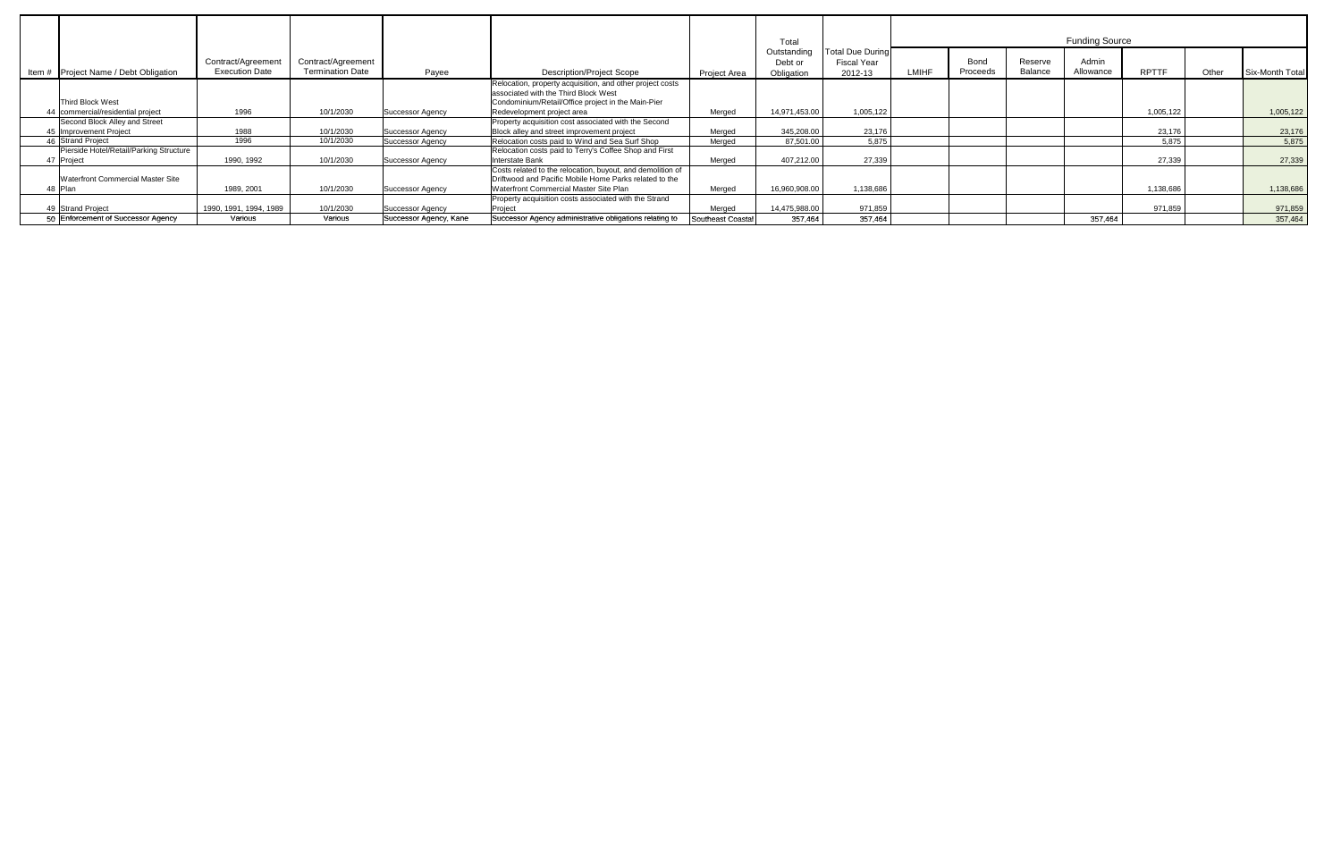| Item # | Project Name / Debt Obligation | Contract/Agreement Execution Date | Contract/Agreement Termination Date | Payee | Description/Project Scope | Project Area | Total Outstanding Debt or Obligation | Total Due During Fiscal Year 2012-13 | Funding Source | | | | | | |
|---|---|---|---|---|---|---|---|---|---|---|---|---|---|---|---|
| | | | | | | | | | LMIHF | Bond Proceeds | Reserve Balance | Admin Allowance | RPTTF | Other | Six-Month Total |
| 44 | Third Block West commercial/residential project | 1996 | 10/1/2030 | Successor Agency | Relocation, property acquisition, and other project costs associated with the Third Block West Condominium/Retail/Office project in the Main-Pier Redevelopment project area | Merged | 14,971,453.00 | 1,005,122 | | | | | 1,005,122 | | 1,005,122 |
| 45 | Second Block Alley and Street Improvement Project | 1988 | 10/1/2030 | Successor Agency | Property acquisition cost associated with the Second Block alley and street improvement project | Merged | 345,208.00 | 23,176 | | | | | 23,176 | | 23,176 |
| 46 | Strand Project | 1996 | 10/1/2030 | Successor Agency | Relocation costs paid to Wind and Sea Surf Shop | Merged | 87,501.00 | 5,875 | | | | | 5,875 | | 5,875 |
| 47 | Pierside Hotel/Retail/Parking Structure Project | 1990, 1992 | 10/1/2030 | Successor Agency | Relocation costs paid to Terry's Coffee Shop and First Interstate Bank | Merged | 407,212.00 | 27,339 | | | | | 27,339 | | 27,339 |
| 48 | Waterfront Commercial Master Site Plan | 1989, 2001 | 10/1/2030 | Successor Agency | Costs related to the relocation, buyout, and demolition of Driftwood and Pacific Mobile Home Parks related to the Waterfront Commercial Master Site Plan | Merged | 16,960,908.00 | 1,138,686 | | | | | 1,138,686 | | 1,138,686 |
| 49 | Strand Project | 1990, 1991, 1994, 1989 | 10/1/2030 | Successor Agency | Property acquisition costs associated with the Strand Project | Merged | 14,475,988.00 | 971,859 | | | | | 971,859 | | 971,859 |
| 50 | Enforcement of Successor Agency | Various | Various | Successor Agency, Kane | Successor Agency administrative obligations relating to | Southeast Coastal | 357,464 | 357,464 | | | | 357,464 | | | 357,464 |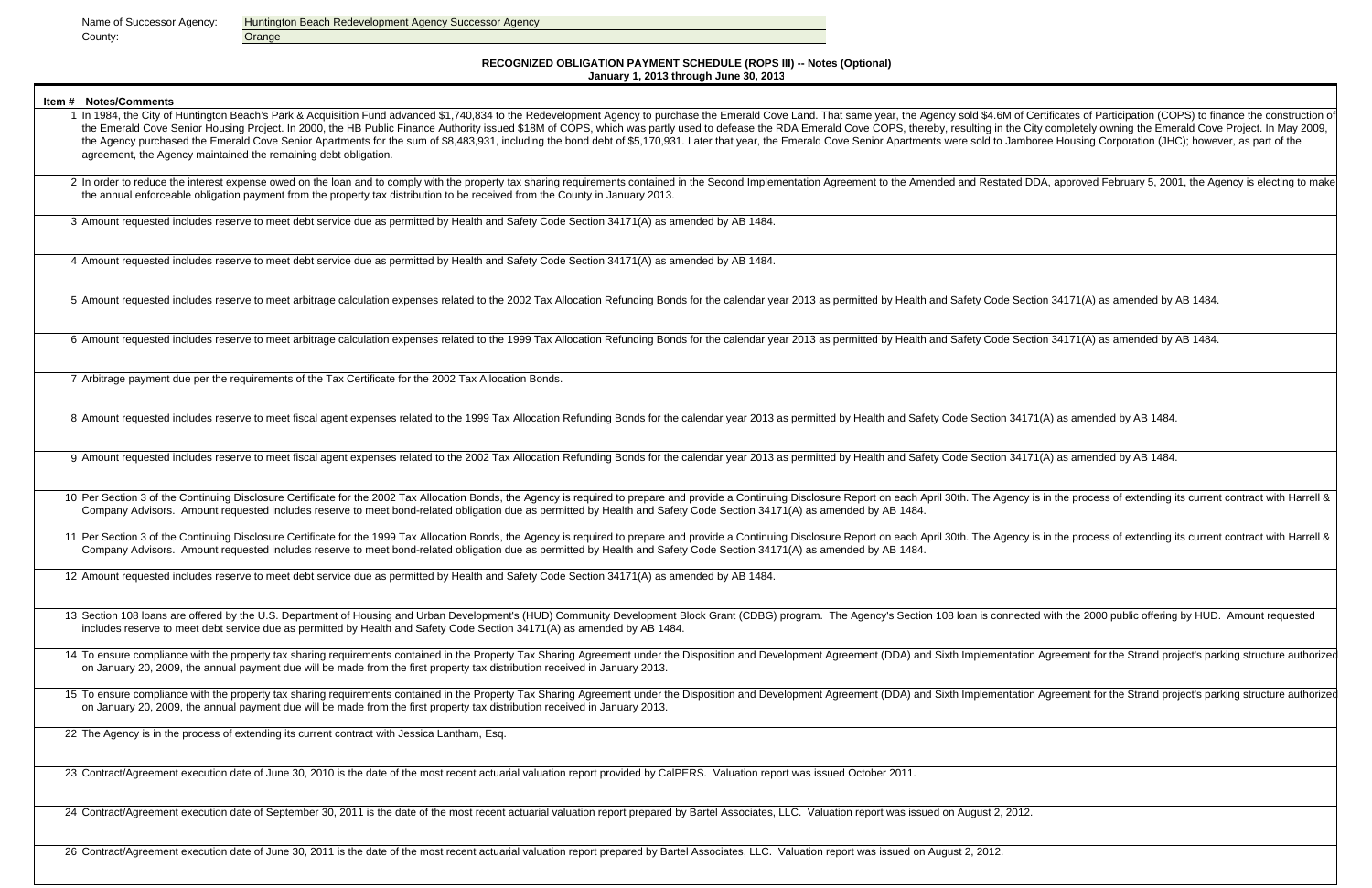Name of Successor Agency: Huntington Beach Redevelopment Agency Successor Agency
County: Orange

## RECOGNIZED OBLIGATION PAYMENT SCHEDULE (ROPS III) -- Notes (Optional)
### January 1, 2013 through June 30, 2013

| Item # | Notes/Comments |
|---|---|
| 1 | In 1984, the City of Huntington Beach's Park & Acquisition Fund advanced $1,740,834 to the Redevelopment Agency to purchase the Emerald Cove Land. That same year, the Agency sold $4.6M of Certificates of Participation (COPS) to finance the construction of the Emerald Cove Senior Housing Project. In 2000, the HB Public Finance Authority issued $18M of COPS, which was partly used to defease the RDA Emerald Cove COPS, thereby, resulting in the City completely owning the Emerald Cove Project. In May 2009, the Agency purchased the Emerald Cove Senior Apartments for the sum of $8,483,931, including the bond debt of $5,170,931. Later that year, the Emerald Cove Senior Apartments were sold to Jamboree Housing Corporation (JHC); however, as part of the agreement, the Agency maintained the remaining debt obligation. |
| 2 | In order to reduce the interest expense owed on the loan and to comply with the property tax sharing requirements contained in the Second Implementation Agreement to the Amended and Restated DDA, approved February 5, 2001, the Agency is electing to make the annual enforceable obligation payment from the property tax distribution to be received from the County in January 2013. |
| 3 | Amount requested includes reserve to meet debt service due as permitted by Health and Safety Code Section 34171(A) as amended by AB 1484. |
| 4 | Amount requested includes reserve to meet debt service due as permitted by Health and Safety Code Section 34171(A) as amended by AB 1484. |
| 5 | Amount requested includes reserve to meet arbitrage calculation expenses related to the 2002 Tax Allocation Refunding Bonds for the calendar year 2013 as permitted by Health and Safety Code Section 34171(A) as amended by AB 1484. |
| 6 | Amount requested includes reserve to meet arbitrage calculation expenses related to the 1999 Tax Allocation Refunding Bonds for the calendar year 2013 as permitted by Health and Safety Code Section 34171(A) as amended by AB 1484. |
| 7 | Arbitrage payment due per the requirements of the Tax Certificate for the 2002 Tax Allocation Bonds. |
| 8 | Amount requested includes reserve to meet fiscal agent expenses related to the 1999 Tax Allocation Refunding Bonds for the calendar year 2013 as permitted by Health and Safety Code Section 34171(A) as amended by AB 1484. |
| 9 | Amount requested includes reserve to meet fiscal agent expenses related to the 2002 Tax Allocation Refunding Bonds for the calendar year 2013 as permitted by Health and Safety Code Section 34171(A) as amended by AB 1484. |
| 10 | Per Section 3 of the Continuing Disclosure Certificate for the 2002 Tax Allocation Bonds, the Agency is required to prepare and provide a Continuing Disclosure Report on each April 30th. The Agency is in the process of extending its current contract with Harrell & Company Advisors. Amount requested includes reserve to meet bond-related obligation due as permitted by Health and Safety Code Section 34171(A) as amended by AB 1484. |
| 11 | Per Section 3 of the Continuing Disclosure Certificate for the 1999 Tax Allocation Bonds, the Agency is required to prepare and provide a Continuing Disclosure Report on each April 30th. The Agency is in the process of extending its current contract with Harrell & Company Advisors. Amount requested includes reserve to meet bond-related obligation due as permitted by Health and Safety Code Section 34171(A) as amended by AB 1484. |
| 12 | Amount requested includes reserve to meet debt service due as permitted by Health and Safety Code Section 34171(A) as amended by AB 1484. |
| 13 | Section 108 loans are offered by the U.S. Department of Housing and Urban Development's (HUD) Community Development Block Grant (CDBG) program. The Agency's Section 108 loan is connected with the 2000 public offering by HUD. Amount requested includes reserve to meet debt service due as permitted by Health and Safety Code Section 34171(A) as amended by AB 1484. |
| 14 | To ensure compliance with the property tax sharing requirements contained in the Property Tax Sharing Agreement under the Disposition and Development Agreement (DDA) and Sixth Implementation Agreement for the Strand project's parking structure authorized on January 20, 2009, the annual payment due will be made from the first property tax distribution received in January 2013. |
| 15 | To ensure compliance with the property tax sharing requirements contained in the Property Tax Sharing Agreement under the Disposition and Development Agreement (DDA) and Sixth Implementation Agreement for the Strand project's parking structure authorized on January 20, 2009, the annual payment due will be made from the first property tax distribution received in January 2013. |
| 22 | The Agency is in the process of extending its current contract with Jessica Lantham, Esq. |
| 23 | Contract/Agreement execution date of June 30, 2010 is the date of the most recent actuarial valuation report provided by CalPERS. Valuation report was issued October 2011. |
| 24 | Contract/Agreement execution date of September 30, 2011 is the date of the most recent actuarial valuation report prepared by Bartel Associates, LLC. Valuation report was issued on August 2, 2012. |
| 26 | Contract/Agreement execution date of June 30, 2011 is the date of the most recent actuarial valuation report prepared by Bartel Associates, LLC. Valuation report was issued on August 2, 2012. |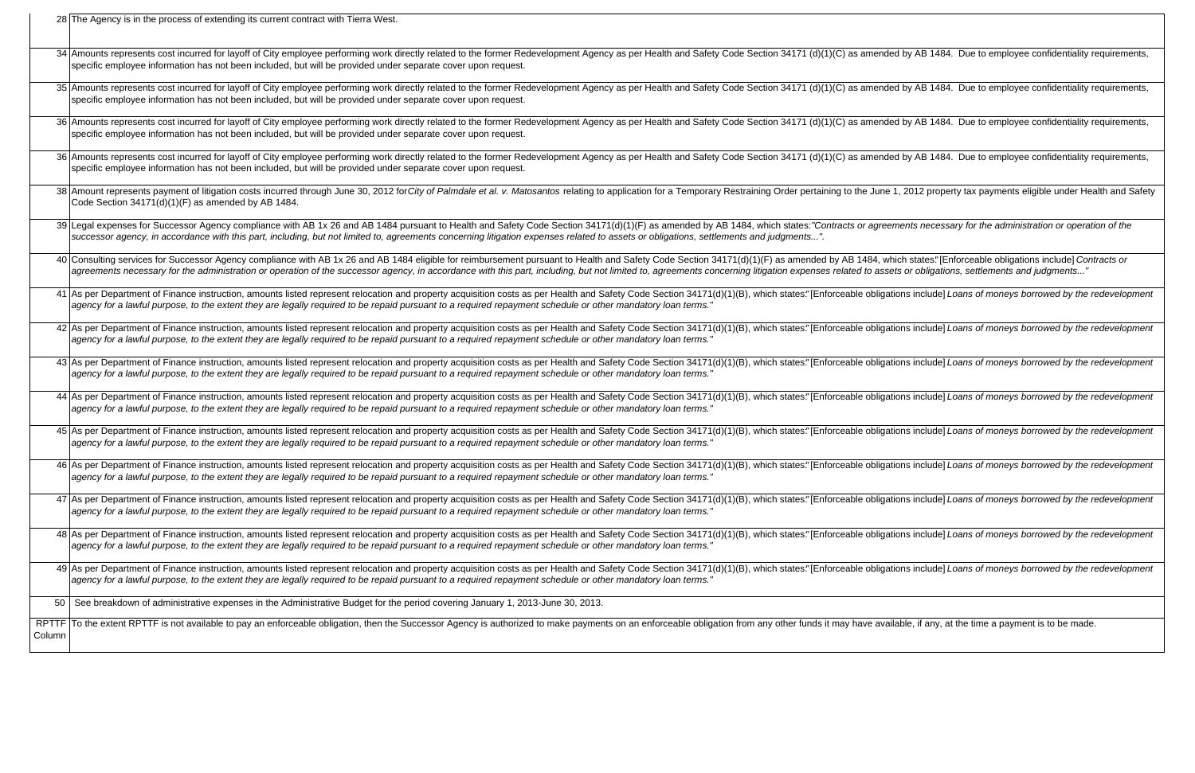| | |
|---|---|
| 28 | The Agency is in the process of extending its current contract with Tierra West. |
| 34 | Amounts represents cost incurred for layoff of City employee performing work directly related to the former Redevelopment Agency as per Health and Safety Code Section 34171 (d)(1)(C) as amended by AB 1484. Due to employee confidentiality requirements, specific employee information has not been included, but will be provided under separate cover upon request. |
| 35 | Amounts represents cost incurred for layoff of City employee performing work directly related to the former Redevelopment Agency as per Health and Safety Code Section 34171 (d)(1)(C) as amended by AB 1484. Due to employee confidentiality requirements, specific employee information has not been included, but will be provided under separate cover upon request. |
| 36 | Amounts represents cost incurred for layoff of City employee performing work directly related to the former Redevelopment Agency as per Health and Safety Code Section 34171 (d)(1)(C) as amended by AB 1484. Due to employee confidentiality requirements, specific employee information has not been included, but will be provided under separate cover upon request. |
| 36 | Amounts represents cost incurred for layoff of City employee performing work directly related to the former Redevelopment Agency as per Health and Safety Code Section 34171 (d)(1)(C) as amended by AB 1484. Due to employee confidentiality requirements, specific employee information has not been included, but will be provided under separate cover upon request. |
| 38 | Amount represents payment of litigation costs incurred through June 30, 2012 for *City of Palmdale et al. v. Matosantos* relating to application for a Temporary Restraining Order pertaining to the June 1, 2012 property tax payments eligible under Health and Safety Code Section 34171(d)(1)(F) as amended by AB 1484. |
| 39 | Legal expenses for Successor Agency compliance with AB 1x 26 and AB 1484 pursuant to Health and Safety Code Section 34171(d)(1)(F) as amended by AB 1484, which states:*"Contracts or agreements necessary for the administration or operation of the successor agency, in accordance with this part, including, but not limited to, agreements concerning litigation expenses related to assets or obligations, settlements and judgments..."*. |
| 40 | Consulting services for Successor Agency compliance with AB 1x 26 and AB 1484 eligible for reimbursement pursuant to Health and Safety Code Section 34171(d)(1)(F) as amended by AB 1484, which states:"[Enforceable obligations include] *Contracts or agreements necessary for the administration or operation of the successor agency, in accordance with this part, including, but not limited to, agreements concerning litigation expenses related to assets or obligations, settlements and judgments..."* |
| 41 | As per Department of Finance instruction, amounts listed represent relocation and property acquisition costs as per Health and Safety Code Section 34171(d)(1)(B), which states:"[Enforceable obligations include] *Loans of moneys borrowed by the redevelopment agency for a lawful purpose, to the extent they are legally required to be repaid pursuant to a required repayment schedule or other mandatory loan terms."* |
| 42 | As per Department of Finance instruction, amounts listed represent relocation and property acquisition costs as per Health and Safety Code Section 34171(d)(1)(B), which states:"[Enforceable obligations include] *Loans of moneys borrowed by the redevelopment agency for a lawful purpose, to the extent they are legally required to be repaid pursuant to a required repayment schedule or other mandatory loan terms."* |
| 43 | As per Department of Finance instruction, amounts listed represent relocation and property acquisition costs as per Health and Safety Code Section 34171(d)(1)(B), which states:"[Enforceable obligations include] *Loans of moneys borrowed by the redevelopment agency for a lawful purpose, to the extent they are legally required to be repaid pursuant to a required repayment schedule or other mandatory loan terms."* |
| 44 | As per Department of Finance instruction, amounts listed represent relocation and property acquisition costs as per Health and Safety Code Section 34171(d)(1)(B), which states:"[Enforceable obligations include] *Loans of moneys borrowed by the redevelopment agency for a lawful purpose, to the extent they are legally required to be repaid pursuant to a required repayment schedule or other mandatory loan terms."* |
| 45 | As per Department of Finance instruction, amounts listed represent relocation and property acquisition costs as per Health and Safety Code Section 34171(d)(1)(B), which states:"[Enforceable obligations include] *Loans of moneys borrowed by the redevelopment agency for a lawful purpose, to the extent they are legally required to be repaid pursuant to a required repayment schedule or other mandatory loan terms."* |
| 46 | As per Department of Finance instruction, amounts listed represent relocation and property acquisition costs as per Health and Safety Code Section 34171(d)(1)(B), which states:"[Enforceable obligations include] *Loans of moneys borrowed by the redevelopment agency for a lawful purpose, to the extent they are legally required to be repaid pursuant to a required repayment schedule or other mandatory loan terms."* |
| 47 | As per Department of Finance instruction, amounts listed represent relocation and property acquisition costs as per Health and Safety Code Section 34171(d)(1)(B), which states:"[Enforceable obligations include] *Loans of moneys borrowed by the redevelopment agency for a lawful purpose, to the extent they are legally required to be repaid pursuant to a required repayment schedule or other mandatory loan terms."* |
| 48 | As per Department of Finance instruction, amounts listed represent relocation and property acquisition costs as per Health and Safety Code Section 34171(d)(1)(B), which states:"[Enforceable obligations include] *Loans of moneys borrowed by the redevelopment agency for a lawful purpose, to the extent they are legally required to be repaid pursuant to a required repayment schedule or other mandatory loan terms."* |
| 49 | As per Department of Finance instruction, amounts listed represent relocation and property acquisition costs as per Health and Safety Code Section 34171(d)(1)(B), which states:"[Enforceable obligations include] *Loans of moneys borrowed by the redevelopment agency for a lawful purpose, to the extent they are legally required to be repaid pursuant to a required repayment schedule or other mandatory loan terms."* |
| 50 | See breakdown of administrative expenses in the Administrative Budget for the period covering January 1, 2013-June 30, 2013. |
| RPTTF Column | To the extent RPTTF is not available to pay an enforceable obligation, then the Successor Agency is authorized to make payments on an enforceable obligation from any other funds it may have available, if any, at the time a payment is to be made. |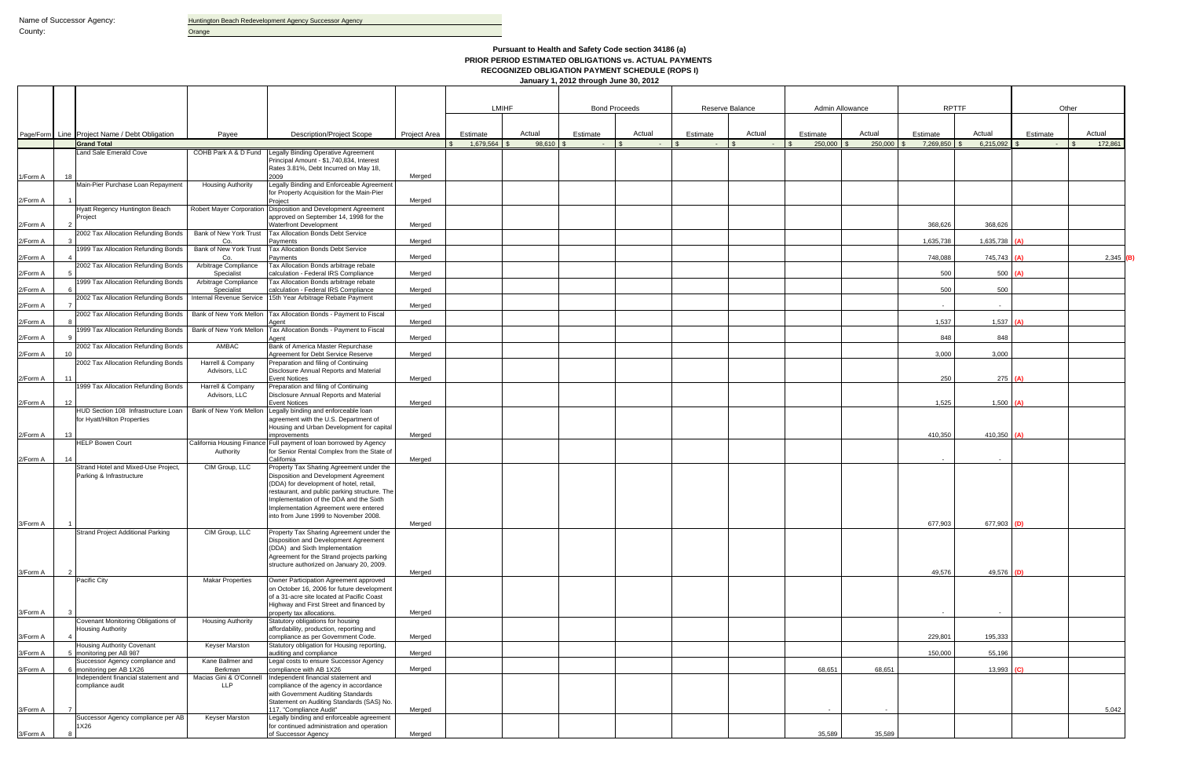Name of Successor Agency: Huntington Beach Redevelopment Agency Successor Agency
County: Orange

**Pursuant to Health and Safety Code section 34186 (a)**
**PRIOR PERIOD ESTIMATED OBLIGATIONS vs. ACTUAL PAYMENTS**
**RECOGNIZED OBLIGATION PAYMENT SCHEDULE (ROPS I)**
**January 1, 2012 through June 30, 2012**

| | | | | | | LMIHF | | Bond Proceeds | | Reserve Balance | | Admin Allowance | | RPTTF | | Other | |
|---|---|---|---|---|---|---|---|---|---|---|---|---|---|---|---|---|---|
| Page/Form | Line | Project Name / Debt Obligation | Payee | Description/Project Scope | Project Area | Estimate | Actual | Estimate | Actual | Estimate | Actual | Estimate | Actual | Estimate | Actual | Estimate | Actual |
| | | **Grand Total** | | | | $ 1,679,564 | $ 98,610 | $ - | $ - | $ - | $ - | $ 250,000 | $ 250,000 | $ 7,269,850 | $ 6,215,092 | $ - | $ 172,861 |
| 1/Form A | 18 | Land Sale Emerald Cove | COHB Park A & D Fund | Legally Binding Operative Agreement Principal Amount - $1,740,834, Interest Rates 3.81%, Debt Incurred on May 18, 2009 | Merged | | | | | | | | | | | | |
| 2/Form A | 1 | Main-Pier Purchase Loan Repayment | Housing Authority | Legally Binding and Enforceable Agreement for Property Acquisition for the Main-Pier Project | Merged | | | | | | | | | | | | |
| 2/Form A | 2 | Hyatt Regency Huntington Beach Project | Robert Mayer Corporation | Disposition and Development Agreement approved on September 14, 1998 for the Waterfront Development | Merged | | | | | | | | | 368,626 | 368,626 | | |
| 2/Form A | 3 | 2002 Tax Allocation Refunding Bonds | Bank of New York Trust Co. | Tax Allocation Bonds Debt Service Payments | Merged | | | | | | | | | 1,635,738 | 1,635,738 (A) | | |
| 2/Form A | 4 | 1999 Tax Allocation Refunding Bonds | Bank of New York Trust Co. | Tax Allocation Bonds Debt Service Payments | Merged | | | | | | | | | 748,088 | 745,743 (A) | | 2,345 (B) |
| 2/Form A | 5 | 2002 Tax Allocation Refunding Bonds | Arbitrage Compliance Specialist | Tax Allocation Bonds arbitrage rebate calculation - Federal IRS Compliance | Merged | | | | | | | | | 500 | 500 (A) | | |
| 2/Form A | 6 | 1999 Tax Allocation Refunding Bonds | Arbitrage Compliance Specialist | Tax Allocation Bonds arbitrage rebate calculation - Federal IRS Compliance | Merged | | | | | | | | | 500 | 500 | | |
| 2/Form A | 7 | 2002 Tax Allocation Refunding Bonds | Internal Revenue Service | 15th Year Arbitrage Rebate Payment | Merged | | | | | | | | | - | - | | |
| 2/Form A | 8 | 2002 Tax Allocation Refunding Bonds | Bank of New York Mellon | Tax Allocation Bonds - Payment to Fiscal Agent | Merged | | | | | | | | | 1,537 | 1,537 (A) | | |
| 2/Form A | 9 | 1999 Tax Allocation Refunding Bonds | Bank of New York Mellon | Tax Allocation Bonds - Payment to Fiscal Agent | Merged | | | | | | | | | 848 | 848 | | |
| 2/Form A | 10 | 2002 Tax Allocation Refunding Bonds | AMBAC | Bank of America Master Repurchase Agreement for Debt Service Reserve | Merged | | | | | | | | | 3,000 | 3,000 | | |
| 2/Form A | 11 | 2002 Tax Allocation Refunding Bonds | Harrell & Company Advisors, LLC | Preparation and filing of Continuing Disclosure Annual Reports and Material Event Notices | Merged | | | | | | | | | 250 | 275 (A) | | |
| 2/Form A | 12 | 1999 Tax Allocation Refunding Bonds | Harrell & Company Advisors, LLC | Preparation and filing of Continuing Disclosure Annual Reports and Material Event Notices | Merged | | | | | | | | | 1,525 | 1,500 (A) | | |
| 2/Form A | 13 | HUD Section 108 Infrastructure Loan for Hyatt/Hilton Properties | Bank of New York Mellon | Legally binding and enforceable loan agreement with the U.S. Department of Housing and Urban Development for capital improvements | Merged | | | | | | | | | 410,350 | 410,350 (A) | | |
| 2/Form A | 14 | HELP Bowen Court | California Housing Finance Authority | Full payment of loan borrowed by Agency for Senior Rental Complex from the State of California | Merged | | | | | | | | | - | - | | |
| 3/Form A | 1 | Strand Hotel and Mixed-Use Project, Parking & Infrastructure | CIM Group, LLC | Property Tax Sharing Agreement under the Disposition and Development Agreement (DDA) for development of hotel, retail, restaurant, and public parking structure. The Implementation of the DDA and the Sixth Implementation Agreement were entered into from June 1999 to November 2008. | Merged | | | | | | | | | 677,903 | 677,903 (D) | | |
| 3/Form A | 2 | Strand Project Additional Parking | CIM Group, LLC | Property Tax Sharing Agreement under the Disposition and Development Agreement (DDA) and Sixth Implementation Agreement for the Strand projects parking structure authorized on January 20, 2009. | Merged | | | | | | | | | 49,576 | 49,576 (D) | | |
| 3/Form A | 3 | Pacific City | Makar Properties | Owner Participation Agreement approved on October 16, 2006 for future development of a 31-acre site located at Pacific Coast Highway and First Street and financed by property tax allocations. | Merged | | | | | | | | | - | - | | |
| 3/Form A | 4 | Covenant Monitoring Obligations of Housing Authority | Housing Authority | Statutory obligations for housing affordability, production, reporting and compliance as per Government Code. | Merged | | | | | | | | | 229,801 | 195,333 | | |
| 3/Form A | 5 | Housing Authority Covenant monitoring per AB 987 | Keyser Marston | Statutory obligation for Housing reporting, auditing and compliance | Merged | | | | | | | | | 150,000 | 55,196 | | |
| 3/Form A | 6 | Successor Agency compliance and monitoring per AB 1X26 | Kane Ballmer and Berkman | Legal costs to ensure Successor Agency compliance with AB 1X26 | Merged | | | | | | | 68,651 | 68,651 | | 13,993 (C) | | |
| 3/Form A | 7 | Independent financial statement and compliance audit | Macias Gini & O'Connell LLP | Independent financial statement and compliance of the agency in accordance with Government Auditing Standards Statement on Auditing Standards (SAS) No. 117, "Compliance Audit" | Merged | | | | | | | - | - | | | | 5,042 |
| 3/Form A | 8 | Successor Agency compliance per AB 1X26 | Keyser Marston | Legally binding and enforceable agreement for continued administration and operation of Successor Agency | Merged | | | | | | | 35,589 | 35,589 | | | | |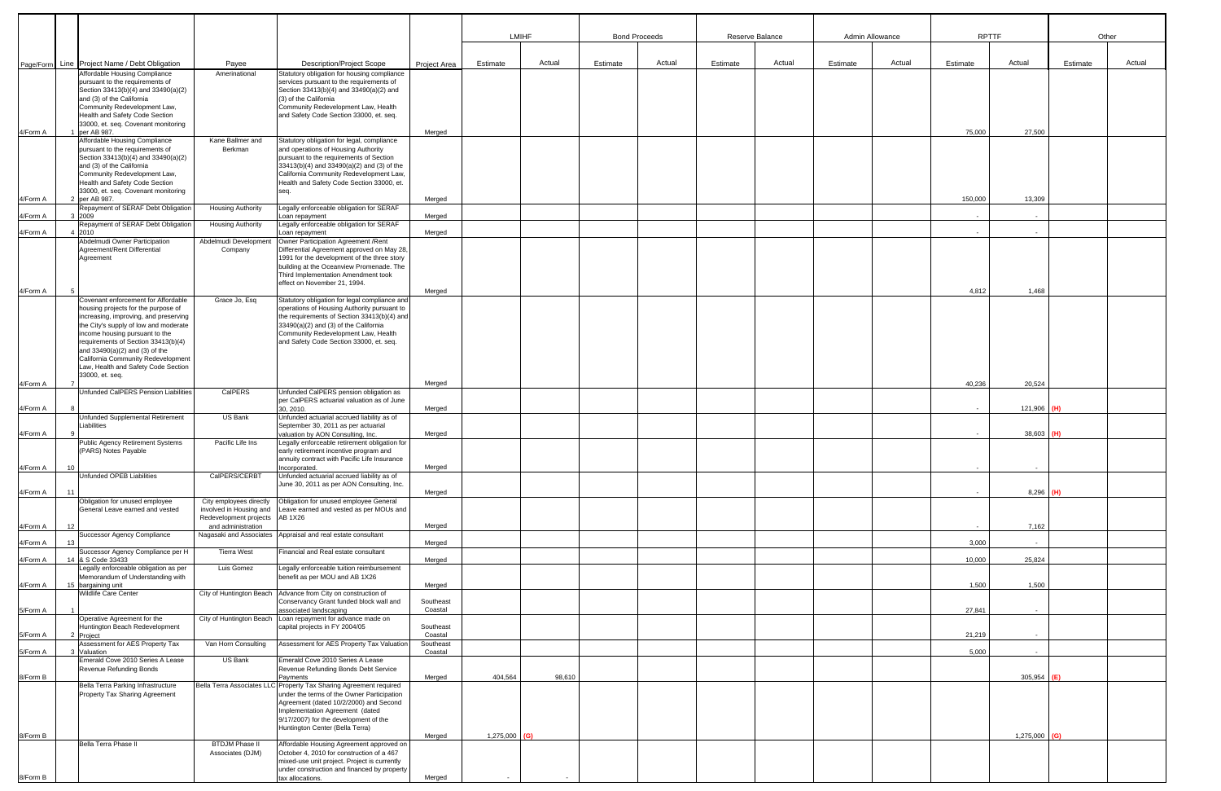| Page/Form | Line | Project Name / Debt Obligation | Payee | Description/Project Scope | Project Area | LMIHF | | Bond Proceeds | | Reserve Balance | | Admin Allowance | | RPTTF | | Other | |
|---|---|---|---|---|---|---|---|---|---|---|---|---|---|---|---|---|---|
| | | | | | | Estimate | Actual | Estimate | Actual | Estimate | Actual | Estimate | Actual | Estimate | Actual | Estimate | Actual |
| 4/Form A | 1 | Affordable Housing Compliance pursuant to the requirements of Section 33413(b)(4) and 33490(a)(2) and (3) of the California Community Redevelopment Law, Health and Safety Code Section 33000, et. seq. Covenant monitoring per AB 987. | Amerinational | Statutory obligation for housing compliance services pursuant to the requirements of Section 33413(b)(4) and 33490(a)(2) and (3) of the California Community Redevelopment Law, Health and Safety Code Section 33000, et. seq. | Merged | | | | | | | | | 75,000 | 27,500 | | |
| 4/Form A | 2 | Affordable Housing Compliance pursuant to the requirements of Section 33413(b)(4) and 33490(a)(2) and (3) of the California Community Redevelopment Law, Health and Safety Code Section 33000, et. seq. Covenant monitoring per AB 987. | Kane Ballmer and Berkman | Statutory obligation for legal, compliance and operations of Housing Authority pursuant to the requirements of Section 33413(b)(4) and 33490(a)(2) and (3) of the California Community Redevelopment Law, Health and Safety Code Section 33000, et. seq. | Merged | | | | | | | | | 150,000 | 13,309 | | |
| 4/Form A | 3 | Repayment of SERAF Debt Obligation 2009 | Housing Authority | Legally enforceable obligation for SERAF Loan repayment | Merged | | | | | | | | | - | - | | |
| 4/Form A | 4 | Repayment of SERAF Debt Obligation 2010 | Housing Authority | Legally enforceable obligation for SERAF Loan repayment | Merged | | | | | | | | | - | - | | |
| 4/Form A | 5 | Abdelmudi Owner Participation Agreement/Rent Differential Agreement | Abdelmudi Development Company | Owner Participation Agreement /Rent Differential Agreement approved on May 28, 1991 for the development of the three story building at the Oceanview Promenade. The Third Implementation Amendment took effect on November 21, 1994. | Merged | | | | | | | | | 4,812 | 1,468 | | |
| 4/Form A | 7 | Covenant enforcement for Affordable housing projects for the purpose of increasing, improving, and preserving the City's supply of low and moderate income housing pursuant to the requirements of Section 33413(b)(4) and 33490(a)(2) and (3) of the California Community Redevelopment Law, Health and Safety Code Section 33000, et. seq. | Grace Jo, Esq | Statutory obligation for legal compliance and operations of Housing Authority pursuant to the requirements of Section 33413(b)(4) and 33490(a)(2) and (3) of the California Community Redevelopment Law, Health and Safety Code Section 33000, et. seq. | Merged | | | | | | | | | 40,236 | 20,524 | | |
| 4/Form A | 8 | Unfunded CalPERS Pension Liabilities | CalPERS | Unfunded CalPERS pension obligation as per CalPERS actuarial valuation as of June 30, 2010. | Merged | | | | | | | | | - | 121,906 (H) | | |
| 4/Form A | 9 | Unfunded Supplemental Retirement Liabilities | US Bank | Unfunded actuarial accrued liability as of September 30, 2011 as per actuarial valuation by AON Consulting, Inc. | Merged | | | | | | | | | - | 38,603 (H) | | |
| 4/Form A | 10 | Public Agency Retirement Systems (PARS) Notes Payable | Pacific Life Ins | Legally enforceable retirement obligation for early retirement incentive program and annuity contract with Pacific Life Insurance Incorporated. | Merged | | | | | | | | | - | - | | |
| 4/Form A | 11 | Unfunded OPEB Liabilities | CalPERS/CERBT | Unfunded actuarial accrued liability as of June 30, 2011 as per AON Consulting, Inc. | Merged | | | | | | | | | - | 8,296 (H) | | |
| 4/Form A | 12 | Obligation for unused employee General Leave earned and vested | City employees directly involved in Housing and Redevelopment projects and administration | Obligation for unused employee General Leave earned and vested as per MOUs and AB 1X26 | Merged | | | | | | | | | - | 7,162 | | |
| 4/Form A | 13 | Successor Agency Compliance | Nagasaki and Associates | Appraisal and real estate consultant | Merged | | | | | | | | | 3,000 | - | | |
| 4/Form A | 14 | Successor Agency Compliance per H & S Code 33433 | Tierra West | Financial and Real estate consultant | Merged | | | | | | | | | 10,000 | 25,824 | | |
| 4/Form A | 15 | Legally enforceable obligation as per Memorandum of Understanding with bargaining unit | Luis Gomez | Legally enforceable tuition reimbursement benefit as per MOU and AB 1X26 | Merged | | | | | | | | | 1,500 | 1,500 | | |
| 5/Form A | 1 | Wildlife Care Center | City of Huntington Beach | Advance from City on construction of Conservancy Grant funded block wall and associated landscaping | Southeast Coastal | | | | | | | | | 27,841 | - | | |
| 5/Form A | 2 | Operative Agreement for the Huntington Beach Redevelopment Project | City of Huntington Beach | Loan repayment for advance made on capital projects in FY 2004/05 | Southeast Coastal | | | | | | | | | 21,219 | - | | |
| 5/Form A | 3 | Assessment for AES Property Tax Valuation | Van Horn Consulting | Assessment for AES Property Tax Valuation | Southeast Coastal | | | | | | | | | 5,000 | - | | |
| 8/Form B | | Emerald Cove 2010 Series A Lease Revenue Refunding Bonds | US Bank | Emerald Cove 2010 Series A Lease Revenue Refunding Bonds Debt Service Payments | Merged | 404,564 | 98,610 | | | | | | | | 305,954 (E) | | |
| 8/Form B | | Bella Terra Parking Infrastructure Property Tax Sharing Agreement | Bella Terra Associates LLC | Property Tax Sharing Agreement required under the terms of the Owner Participation Agreement (dated 10/2/2000) and Second Implementation Agreement (dated 9/17/2007) for the development of the Huntington Center (Bella Terra) | Merged | 1,275,000 (G) | | | | | | | | | 1,275,000 (G) | | |
| 8/Form B | | Bella Terra Phase II | BTDJM Phase II Associates (DJM) | Affordable Housing Agreement approved on October 4, 2010 for construction of a 467 mixed-use unit project. Project is currently under construction and financed by property tax allocations. | Merged | - | - | | | | | | | | | | |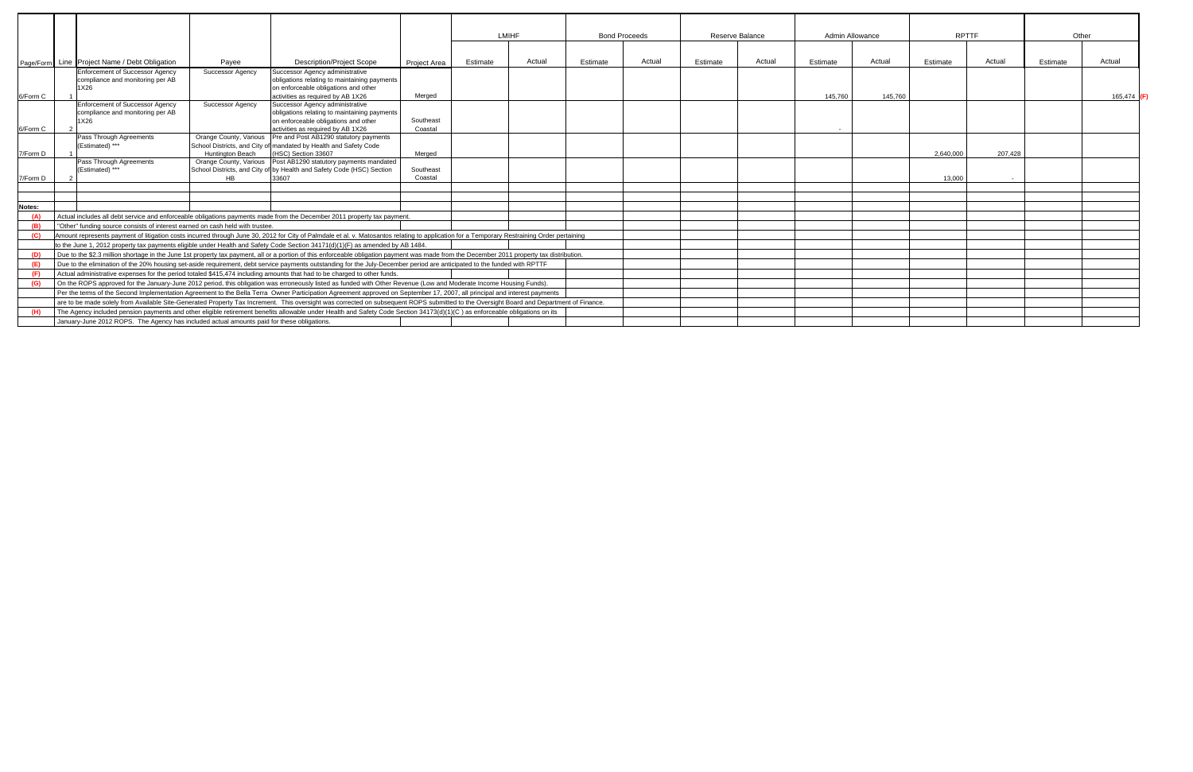| | | | | | | LMIHF | | Bond Proceeds | | Reserve Balance | | Admin Allowance | | RPTTF | | Other | |
|---|---|---|---|---|---|---|---|---|---|---|---|---|---|---|---|---|---|
| Page/Form | Line | Project Name / Debt Obligation | Payee | Description/Project Scope | Project Area | Estimate | Actual | Estimate | Actual | Estimate | Actual | Estimate | Actual | Estimate | Actual | Estimate | Actual |
| 6/Form C | 1 | Enforcement of Successor Agency compliance and monitoring per AB 1X26 | Successor Agency | Successor Agency administrative obligations relating to maintaining payments on enforceable obligations and other activities as required by AB 1X26 | Merged | | | | | | | 145,760 | 145,760 | | | | 165,474 (F) |
| 6/Form C | 2 | Enforcement of Successor Agency compliance and monitoring per AB 1X26 | Successor Agency | Successor Agency administrative obligations relating to maintaining payments on enforceable obligations and other activities as required by AB 1X26 | Southeast Coastal | | | | | | | - | | | | | |
| 7/Form D | 1 | Pass Through Agreements (Estimated) *** | Orange County, Various School Districts, and City of Huntington Beach | Pre and Post AB1290 statutory payments mandated by Health and Safety Code (HSC) Section 33607 | Merged | | | | | | | | | 2,640,000 | 207,428 | | |
| 7/Form D | 2 | Pass Through Agreements (Estimated) *** | Orange County, Various School Districts, and City of HB | Post AB1290 statutory payments mandated by Health and Safety Code (HSC) Section 33607 | Southeast Coastal | | | | | | | | | 13,000 | - | | |

**Notes:**

**(A)** Actual includes all debt service and enforceable obligations payments made from the December 2011 property tax payment.

**(B)** "Other" funding source consists of interest earned on cash held with trustee.

**(C)** Amount represents payment of litigation costs incurred through June 30, 2012 for City of Palmdale et al. v. Matosantos relating to application for a Temporary Restraining Order pertaining to the June 1, 2012 property tax payments eligible under Health and Safety Code Section 34171(d)(1)(F) as amended by AB 1484.

**(D)** Due to the $2.3 million shortage in the June 1st property tax payment, all or a portion of this enforceable obligation payment was made from the December 2011 property tax distribution.

**(E)** Due to the elimination of the 20% housing set-aside requirement, debt service payments outstanding for the July-December period are anticipated to the funded with RPTTF

**(F)** Actual administrative expenses for the period totaled $415,474 including amounts that had to be charged to other funds.

**(G)** On the ROPS approved for the January-June 2012 period, this obligation was erroneously listed as funded with Other Revenue (Low and Moderate Income Housing Funds). Per the terms of the Second Implementation Agreement to the Bella Terra Owner Participation Agreement approved on September 17, 2007, all principal and interest payments are to be made solely from Available Site-Generated Property Tax Increment. This oversight was corrected on subsequent ROPS submitted to the Oversight Board and Department of Finance.

**(H)** The Agency included pension payments and other eligible retirement benefits allowable under Health and Safety Code Section 34173(d)(1)(C ) as enforceable obligations on its January-June 2012 ROPS. The Agency has included actual amounts paid for these obligations.